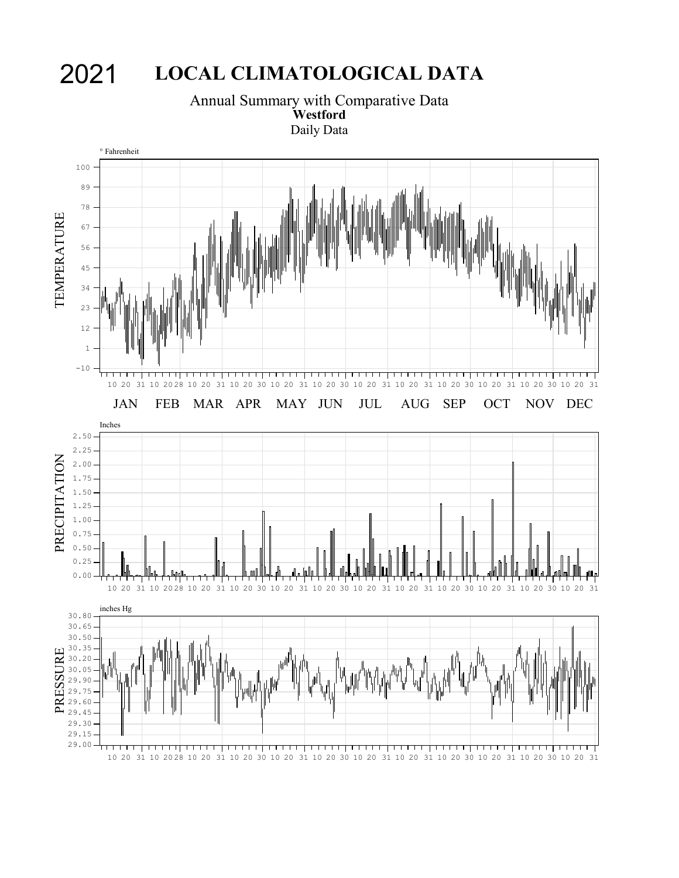# 2021 LOCAL CLIMATOLOGICAL DATA

Annual Summary with Comparative Data

**Westford**

Daily Data

° Fahrenheit

TEMPERATURE

100 89 78 67 56 45 34 23 12 1 -10

10 20 31 10 20 28 10 20 31 10 20 30 10 20 31 10 20 30 10 20 31 10 20 31 10 20 30 10 20 31 10 20 30 10 20 31

JAN FEB MAR APR MAY JUN JUL AUG SEP OCT NOV DEC

Inches

PRECIPITATION

2.50 2.25 2.00 1.75 1.50 1.25 1.00 0.75 0.50 0.25 0.00

10 20 31 10 20 28 10 20 31 10 20 30 10 20 31 10 20 30 10 20 31 10 20 31 10 20 30 10 20 31 10 20 30 10 20 31

inches Hg

PRESSURE

30.80 30.65 30.50 30.35 30.20 30.05 29.90 29.75 29.60 29.45 29.30 29.15 29.00

10 20 31 10 20 28 10 20 31 10 20 30 10 20 31 10 20 30 10 20 31 10 20 31 10 20 30 10 20 31 10 20 30 10 20 31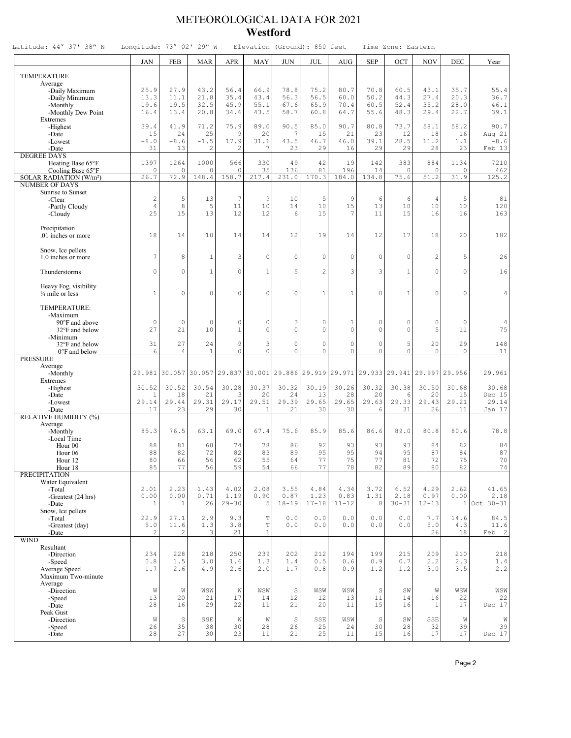# METEOROLOGICAL DATA FOR 2021
## Westford

Latitude: 44° 37' 38" N    Longitude: 73° 02' 29" W    Elevation (Ground): 850 feet    Time Zone: Eastern

| | JAN | FEB | MAR | APR | MAY | JUN | JUL | AUG | SEP | OCT | NOV | DEC | Year |
|---|---|---|---|---|---|---|---|---|---|---|---|---|---|
| **TEMPERATURE** | | | | | | | | | | | | | |
| Average | | | | | | | | | | | | | |
| -Daily Maximum | 25.9 | 27.9 | 43.2 | 56.4 | 66.9 | 78.8 | 75.2 | 80.7 | 70.8 | 60.5 | 43.1 | 35.7 | 55.4 |
| -Daily Minimum | 13.3 | 11.1 | 21.8 | 35.4 | 43.4 | 56.3 | 56.5 | 60.0 | 50.2 | 44.3 | 27.4 | 20.3 | 36.7 |
| -Monthly | 19.6 | 19.5 | 32.5 | 45.9 | 55.1 | 67.6 | 65.9 | 70.4 | 60.5 | 52.4 | 35.2 | 28.0 | 46.1 |
| -Monthly Dew Point | 16.4 | 13.4 | 20.8 | 34.6 | 43.5 | 58.7 | 60.8 | 64.7 | 55.6 | 48.3 | 29.4 | 22.7 | 39.1 |
| Extremes | | | | | | | | | | | | | |
| -Highest | 39.4 | 41.9 | 71.2 | 75.9 | 89.0 | 90.5 | 85.0 | 90.7 | 80.8 | 73.7 | 58.1 | 58.2 | 90.7 |
| -Date | 15 | 24 | 25 | 9 | 20 | 7 | 15 | 21 | 23 | 12 | 18 | 16 | Aug 21 |
| -Lowest | -8.0 | -8.6 | -1.5 | 17.9 | 31.1 | 43.5 | 46.7 | 46.0 | 39.1 | 28.5 | 11.2 | 1.1 | -8.6 |
| -Date | 31 | 13 | 2 | 2 | 7 | 23 | 29 | 16 | 29 | 29 | 28 | 23 | Feb 13 |
| **DEGREE DAYS** | | | | | | | | | | | | | |
| Heating Base 65°F | 1397 | 1264 | 1000 | 566 | 330 | 49 | 42 | 19 | 142 | 383 | 884 | 1134 | 7210 |
| Cooling Base 65°F | 0 | 0 | 0 | 0 | 35 | 136 | 81 | 196 | 14 | 0 | 0 | 0 | 462 |
| **SOLAR RADIATION (W/m²)** | 26.7 | 72.9 | 148.4 | 158.7 | 217.4 | 231.0 | 170.3 | 184.0 | 134.8 | 75.6 | 51.2 | 31.9 | 125.2 |
| **NUMBER OF DAYS** | | | | | | | | | | | | | |
| Sunrise to Sunset | | | | | | | | | | | | | |
| -Clear | 2 | 5 | 13 | 7 | 9 | 10 | 5 | 9 | 6 | 6 | 4 | 5 | 81 |
| -Partly Cloudy | 4 | 8 | 5 | 11 | 10 | 14 | 10 | 15 | 13 | 10 | 10 | 10 | 120 |
| -Cloudy | 25 | 15 | 13 | 12 | 12 | 6 | 15 | 7 | 11 | 15 | 16 | 16 | 163 |
| Precipitation .01 inches or more | 18 | 14 | 10 | 14 | 14 | 12 | 19 | 14 | 12 | 17 | 18 | 20 | 182 |
| Snow, Ice pellets 1.0 inches or more | 7 | 8 | 1 | 3 | 0 | 0 | 0 | 0 | 0 | 0 | 2 | 5 | 26 |
| Thunderstorms | 0 | 0 | 1 | 0 | 1 | 5 | 2 | 3 | 3 | 1 | 0 | 0 | 16 |
| Heavy Fog, visibility ¼ mile or less | 1 | 0 | 0 | 0 | 0 | 0 | 1 | 1 | 0 | 1 | 0 | 0 | 4 |
| TEMPERATURE: | | | | | | | | | | | | | |
| -Maximum | | | | | | | | | | | | | |
| 90°F and above | 0 | 0 | 0 | 0 | 0 | 3 | 0 | 1 | 0 | 0 | 0 | 0 | 4 |
| 32°F and below | 27 | 21 | 10 | 1 | 0 | 0 | 0 | 0 | 0 | 0 | 5 | 11 | 75 |
| -Minimum | | | | | | | | | | | | | |
| 32°F and below | 31 | 27 | 24 | 9 | 3 | 0 | 0 | 0 | 0 | 5 | 20 | 29 | 148 |
| 0°F and below | 6 | 4 | 1 | 0 | 0 | 0 | 0 | 0 | 0 | 0 | 0 | 0 | 11 |
| **PRESSURE** | | | | | | | | | | | | | |
| Average | | | | | | | | | | | | | |
| -Monthly | 29.981 | 30.057 | 30.057 | 29.837 | 30.001 | 29.886 | 29.919 | 29.971 | 29.933 | 29.941 | 29.997 | 29.956 | 29.961 |
| Extremes | | | | | | | | | | | | | |
| -Highest | 30.52 | 30.52 | 30.54 | 30.28 | 30.37 | 30.32 | 30.19 | 30.26 | 30.32 | 30.38 | 30.50 | 30.68 | 30.68 |
| -Date | 1 | 18 | 21 | 3 | 20 | 24 | 13 | 28 | 20 | 6 | 20 | 15 | Dec 15 |
| -Lowest | 29.14 | 29.44 | 29.31 | 29.17 | 29.51 | 29.39 | 29.65 | 29.65 | 29.63 | 29.33 | 29.43 | 29.21 | 29.14 |
| -Date | 17 | 23 | 29 | 30 | 1 | 21 | 30 | 30 | 6 | 31 | 26 | 11 | Jan 17 |
| **RELATIVE HUMIDITY (%)** | | | | | | | | | | | | | |
| Average | | | | | | | | | | | | | |
| -Monthly | 85.3 | 76.5 | 63.1 | 69.0 | 67.4 | 75.6 | 85.9 | 85.6 | 86.6 | 89.0 | 80.8 | 80.6 | 78.8 |
| -Local Time | | | | | | | | | | | | | |
| Hour 00 | 88 | 81 | 68 | 74 | 78 | 86 | 92 | 93 | 93 | 93 | 84 | 82 | 84 |
| Hour 06 | 88 | 82 | 72 | 82 | 83 | 89 | 95 | 95 | 94 | 95 | 87 | 84 | 87 |
| Hour 12 | 80 | 66 | 56 | 62 | 55 | 64 | 77 | 75 | 77 | 81 | 72 | 75 | 70 |
| Hour 18 | 85 | 77 | 56 | 59 | 54 | 66 | 77 | 78 | 82 | 89 | 80 | 82 | 74 |
| **PRECIPITATION** | | | | | | | | | | | | | |
| Water Equivalent | | | | | | | | | | | | | |
| -Total | 2.01 | 2.23 | 1.43 | 4.02 | 2.08 | 3.55 | 4.84 | 4.34 | 3.72 | 6.52 | 4.29 | 2.62 | 41.65 |
| -Greatest (24 hrs) | 0.00 | 0.00 | 0.71 | 1.19 | 0.90 | 0.87 | 1.23 | 0.83 | 1.31 | 2.18 | 0.97 | 0.00 | 2.18 |
| -Date | 1 | 1 | 26 | 29-30 | 5 | 18-19 | 17-18 | 11-12 | 8 | 30-31 | 12-13 | 1 | Oct 30-31 |
| Snow, Ice pellets | | | | | | | | | | | | | |
| -Total | 22.9 | 27.1 | 2.9 | 9.3 | T | 0.0 | 0.0 | 0.0 | 0.0 | 0.0 | 7.7 | 14.6 | 84.5 |
| -Greatest (day) | 5.0 | 11.6 | 1.3 | 3.8 | T | 0.0 | 0.0 | 0.0 | 0.0 | 0.0 | 5.0 | 4.3 | 11.6 |
| -Date | 2 | 2 | 3 | 21 | 1 | | | | | | 26 | 18 | Feb 2 |
| **WIND** | | | | | | | | | | | | | |
| Resultant | | | | | | | | | | | | | |
| -Direction | 234 | 228 | 218 | 250 | 239 | 202 | 212 | 194 | 199 | 215 | 209 | 210 | 218 |
| -Speed | 0.8 | 1.5 | 3.0 | 1.6 | 1.3 | 1.4 | 0.5 | 0.6 | 0.9 | 0.7 | 2.2 | 2.3 | 1.4 |
| Average Speed | 1.7 | 2.6 | 4.9 | 2.6 | 2.0 | 1.7 | 0.8 | 0.9 | 1.2 | 1.2 | 3.0 | 3.5 | 2.2 |
| Maximum Two-minute Average | | | | | | | | | | | | | |
| -Direction | W | W | WSW | W | WSW | S | WSW | WSW | S | SW | W | WSW | WSW |
| -Speed | 13 | 20 | 21 | 17 | 14 | 12 | 12 | 13 | 11 | 14 | 16 | 22 | 22 |
| -Date | 28 | 16 | 29 | 22 | 11 | 21 | 20 | 11 | 15 | 16 | 1 | 17 | Dec 17 |
| Peak Gust | | | | | | | | | | | | | |
| -Direction | W | S | SSE | W | W | S | SSE | WSW | S | SW | SSE | W | W |
| -Speed | 26 | 35 | 38 | 30 | 28 | 26 | 25 | 24 | 30 | 28 | 32 | 39 | 39 |
| -Date | 28 | 27 | 30 | 23 | 11 | 21 | 25 | 11 | 15 | 16 | 17 | 17 | Dec 17 |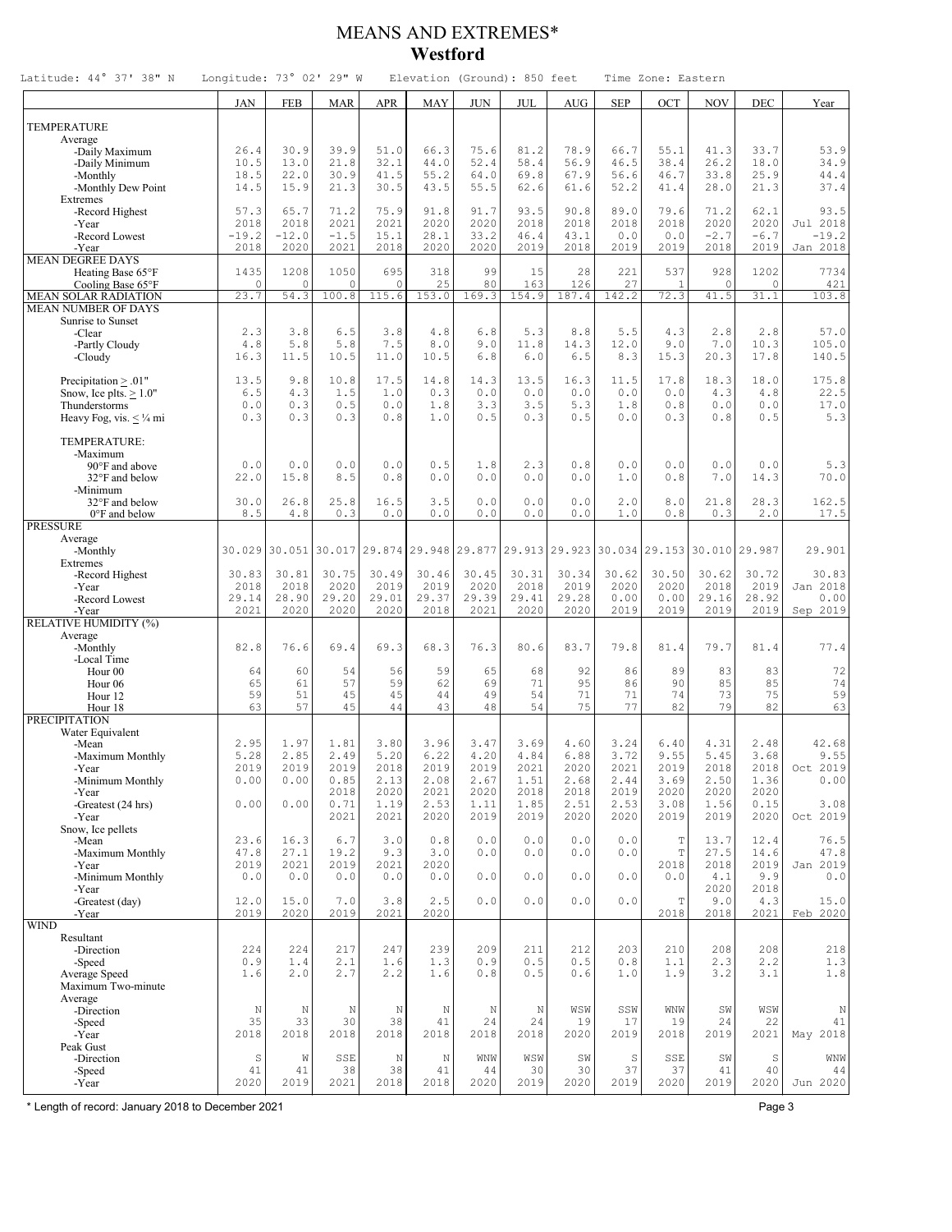# MEANS AND EXTREMES*

## Westford

Latitude: 44° 37' 38" N  Longitude: 73° 02' 29" W  Elevation (Ground): 850 feet  Time Zone: Eastern

| | JAN | FEB | MAR | APR | MAY | JUN | JUL | AUG | SEP | OCT | NOV | DEC | Year |
|---|---|---|---|---|---|---|---|---|---|---|---|---|---|
| **TEMPERATURE** | | | | | | | | | | | | | |
| Average | | | | | | | | | | | | | |
| -Daily Maximum | 26.4 | 30.9 | 39.9 | 51.0 | 66.3 | 75.6 | 81.2 | 78.9 | 66.7 | 55.1 | 41.3 | 33.7 | 53.9 |
| -Daily Minimum | 10.5 | 13.0 | 21.8 | 32.1 | 44.0 | 52.4 | 58.4 | 56.9 | 46.5 | 38.4 | 26.2 | 18.0 | 34.9 |
| -Monthly | 18.5 | 22.0 | 30.9 | 41.5 | 55.2 | 64.0 | 69.8 | 67.9 | 56.6 | 46.7 | 33.8 | 25.9 | 44.4 |
| -Monthly Dew Point | 14.5 | 15.9 | 21.3 | 30.5 | 43.5 | 55.5 | 62.6 | 61.6 | 52.2 | 41.4 | 28.0 | 21.3 | 37.4 |
| Extremes | | | | | | | | | | | | | |
| -Record Highest | 57.3 | 65.7 | 71.2 | 75.9 | 91.8 | 91.7 | 93.5 | 90.8 | 89.0 | 79.6 | 71.2 | 62.1 | 93.5 |
| -Year | 2018 | 2018 | 2021 | 2021 | 2020 | 2020 | 2018 | 2018 | 2018 | 2018 | 2020 | 2020 | Jul 2018 |
| -Record Lowest | -19.2 | -12.0 | -1.5 | 15.1 | 28.1 | 33.2 | 46.4 | 43.1 | 0.0 | 0.0 | -2.7 | -6.7 | -19.2 |
| -Year | 2018 | 2020 | 2021 | 2018 | 2020 | 2020 | 2019 | 2018 | 2019 | 2019 | 2018 | 2019 | Jan 2018 |
| **MEAN DEGREE DAYS** | | | | | | | | | | | | | |
| Heating Base 65°F | 1435 | 1208 | 1050 | 695 | 318 | 99 | 15 | 28 | 221 | 537 | 928 | 1202 | 7734 |
| Cooling Base 65°F | 0 | 0 | 0 | 0 | 25 | 80 | 163 | 126 | 27 | 1 | 0 | 0 | 421 |
| **MEAN SOLAR RADIATION** | 23.7 | 54.3 | 100.8 | 115.6 | 153.0 | 169.3 | 154.9 | 187.4 | 142.2 | 72.3 | 41.5 | 31.1 | 103.8 |
| **MEAN NUMBER OF DAYS** | | | | | | | | | | | | | |
| Sunrise to Sunset | | | | | | | | | | | | | |
| -Clear | 2.3 | 3.8 | 6.5 | 3.8 | 4.8 | 6.8 | 5.3 | 8.8 | 5.5 | 4.3 | 2.8 | 2.8 | 57.0 |
| -Partly Cloudy | 4.8 | 5.8 | 5.8 | 7.5 | 8.0 | 9.0 | 11.8 | 14.3 | 12.0 | 9.0 | 7.0 | 10.3 | 105.0 |
| -Cloudy | 16.3 | 11.5 | 10.5 | 11.0 | 10.5 | 6.8 | 6.0 | 6.5 | 8.3 | 15.3 | 20.3 | 17.8 | 140.5 |
| Precipitation ≥ .01" | 13.5 | 9.8 | 10.8 | 17.5 | 14.8 | 14.3 | 13.5 | 16.3 | 11.5 | 17.8 | 18.3 | 18.0 | 175.8 |
| Snow, Ice plts. ≥ 1.0" | 6.5 | 4.3 | 1.5 | 1.0 | 0.3 | 0.0 | 0.0 | 0.0 | 0.0 | 0.0 | 4.3 | 4.8 | 22.5 |
| Thunderstorms | 0.0 | 0.3 | 0.5 | 0.0 | 1.8 | 3.3 | 3.5 | 5.3 | 1.8 | 0.8 | 0.0 | 0.0 | 17.0 |
| Heavy Fog, vis. ≤ ¼ mi | 0.3 | 0.3 | 0.3 | 0.8 | 1.0 | 0.5 | 0.3 | 0.5 | 0.0 | 0.3 | 0.8 | 0.5 | 5.3 |
| TEMPERATURE: | | | | | | | | | | | | | |
| -Maximum | | | | | | | | | | | | | |
| 90°F and above | 0.0 | 0.0 | 0.0 | 0.0 | 0.5 | 1.8 | 2.3 | 0.8 | 0.0 | 0.0 | 0.0 | 0.0 | 5.3 |
| 32°F and below | 22.0 | 15.8 | 8.5 | 0.8 | 0.0 | 0.0 | 0.0 | 0.0 | 1.0 | 0.8 | 7.0 | 14.3 | 70.0 |
| -Minimum | | | | | | | | | | | | | |
| 32°F and below | 30.0 | 26.8 | 25.8 | 16.5 | 3.5 | 0.0 | 0.0 | 0.0 | 2.0 | 8.0 | 21.8 | 28.3 | 162.5 |
| 0°F and below | 8.5 | 4.8 | 0.3 | 0.0 | 0.0 | 0.0 | 0.0 | 0.0 | 1.0 | 0.8 | 0.3 | 2.0 | 17.5 |
| **PRESSURE** | | | | | | | | | | | | | |
| Average | | | | | | | | | | | | | |
| -Monthly | 30.029 | 30.051 | 30.017 | 29.874 | 29.948 | 29.877 | 29.913 | 29.923 | 30.034 | 29.153 | 30.010 | 29.987 | 29.901 |
| Extremes | | | | | | | | | | | | | |
| -Record Highest | 30.83 | 30.81 | 30.75 | 30.49 | 30.46 | 30.45 | 30.31 | 30.34 | 30.62 | 30.50 | 30.62 | 30.72 | 30.83 |
| -Year | 2018 | 2018 | 2020 | 2019 | 2019 | 2020 | 2018 | 2019 | 2020 | 2020 | 2018 | 2019 | Jan 2018 |
| -Record Lowest | 29.14 | 28.90 | 29.20 | 29.01 | 29.37 | 29.39 | 29.41 | 29.28 | 0.00 | 0.00 | 29.16 | 28.92 | 0.00 |
| -Year | 2021 | 2020 | 2020 | 2020 | 2018 | 2021 | 2020 | 2020 | 2019 | 2019 | 2019 | 2019 | Sep 2019 |
| **RELATIVE HUMIDITY (%)** | | | | | | | | | | | | | |
| Average | | | | | | | | | | | | | |
| -Monthly | 82.8 | 76.6 | 69.4 | 69.3 | 68.3 | 76.3 | 80.6 | 83.7 | 79.8 | 81.4 | 79.7 | 81.4 | 77.4 |
| -Local Time | | | | | | | | | | | | | |
| Hour 00 | 64 | 60 | 54 | 56 | 59 | 65 | 68 | 92 | 86 | 89 | 83 | 83 | 72 |
| Hour 06 | 65 | 61 | 57 | 59 | 62 | 69 | 71 | 95 | 86 | 90 | 85 | 85 | 74 |
| Hour 12 | 59 | 51 | 45 | 45 | 44 | 49 | 54 | 71 | 71 | 74 | 73 | 75 | 59 |
| Hour 18 | 63 | 57 | 45 | 44 | 43 | 48 | 54 | 75 | 77 | 82 | 79 | 82 | 63 |
| **PRECIPITATION** | | | | | | | | | | | | | |
| Water Equivalent | | | | | | | | | | | | | |
| -Mean | 2.95 | 1.97 | 1.81 | 3.80 | 3.96 | 3.47 | 3.69 | 4.60 | 3.24 | 6.40 | 4.31 | 2.48 | 42.68 |
| -Maximum Monthly | 5.28 | 2.85 | 2.49 | 5.20 | 6.22 | 4.20 | 4.84 | 6.88 | 3.72 | 9.55 | 5.45 | 3.68 | 9.55 |
| -Year | 2019 | 2019 | 2019 | 2018 | 2019 | 2019 | 2021 | 2020 | 2021 | 2019 | 2018 | 2018 | Oct 2019 |
| -Minimum Monthly | 0.00 | 0.00 | 0.85 | 2.13 | 2.08 | 2.67 | 1.51 | 2.68 | 2.44 | 3.69 | 2.50 | 1.36 | 0.00 |
| -Year | | | 2018 | 2020 | 2021 | 2020 | 2018 | 2018 | 2019 | 2020 | 2020 | 2020 | |
| -Greatest (24 hrs) | 0.00 | 0.00 | 0.71 | 1.19 | 2.53 | 1.11 | 1.85 | 2.51 | 2.53 | 3.08 | 1.56 | 0.15 | 3.08 |
| -Year | | | 2021 | 2021 | 2020 | 2019 | 2019 | 2020 | 2020 | 2019 | 2019 | 2020 | Oct 2019 |
| Snow, Ice pellets | | | | | | | | | | | | | |
| -Mean | 23.6 | 16.3 | 6.7 | 3.0 | 0.8 | 0.0 | 0.0 | 0.0 | 0.0 | T | 13.7 | 12.4 | 76.5 |
| -Maximum Monthly | 47.8 | 27.1 | 19.2 | 9.3 | 3.0 | 0.0 | 0.0 | 0.0 | 0.0 | T | 27.5 | 14.6 | 47.8 |
| -Year | 2019 | 2021 | 2019 | 2021 | 2020 | | | | | 2018 | 2018 | 2019 | Jan 2019 |
| -Minimum Monthly | 0.0 | 0.0 | 0.0 | 0.0 | 0.0 | 0.0 | 0.0 | 0.0 | 0.0 | 0.0 | 4.1 | 9.9 | 0.0 |
| -Year | | | | | | | | | | | 2020 | 2018 | |
| -Greatest (day) | 12.0 | 15.0 | 7.0 | 3.8 | 2.5 | 0.0 | 0.0 | 0.0 | 0.0 | T | 9.0 | 4.3 | 15.0 |
| -Year | 2019 | 2020 | 2019 | 2021 | 2020 | | | | | 2018 | 2018 | 2021 | Feb 2020 |
| **WIND** | | | | | | | | | | | | | |
| Resultant | | | | | | | | | | | | | |
| -Direction | 224 | 224 | 217 | 247 | 239 | 209 | 211 | 212 | 203 | 210 | 208 | 208 | 218 |
| -Speed | 0.9 | 1.4 | 2.1 | 1.6 | 1.3 | 0.9 | 0.5 | 0.5 | 0.8 | 1.1 | 2.3 | 2.2 | 1.3 |
| Average Speed | 1.6 | 2.0 | 2.7 | 2.2 | 1.6 | 0.8 | 0.5 | 0.6 | 1.0 | 1.9 | 3.2 | 3.1 | 1.8 |
| Maximum Two-minute | | | | | | | | | | | | | |
| Average | | | | | | | | | | | | | |
| -Direction | N | N | N | N | N | N | N | WSW | SSW | WNW | SW | WSW | N |
| -Speed | 35 | 33 | 30 | 38 | 41 | 24 | 24 | 19 | 17 | 19 | 24 | 22 | 41 |
| -Year | 2018 | 2018 | 2018 | 2018 | 2018 | 2018 | 2018 | 2020 | 2019 | 2018 | 2019 | 2021 | May 2018 |
| Peak Gust | | | | | | | | | | | | | |
| -Direction | S | W | SSE | N | N | WNW | WSW | SW | S | SSE | SW | S | WNW |
| -Speed | 41 | 41 | 38 | 38 | 41 | 44 | 30 | 30 | 37 | 37 | 41 | 40 | 44 |
| -Year | 2020 | 2019 | 2021 | 2018 | 2018 | 2020 | 2019 | 2020 | 2019 | 2020 | 2019 | 2020 | Jun 2020 |

\* Length of record: January 2018 to December 2021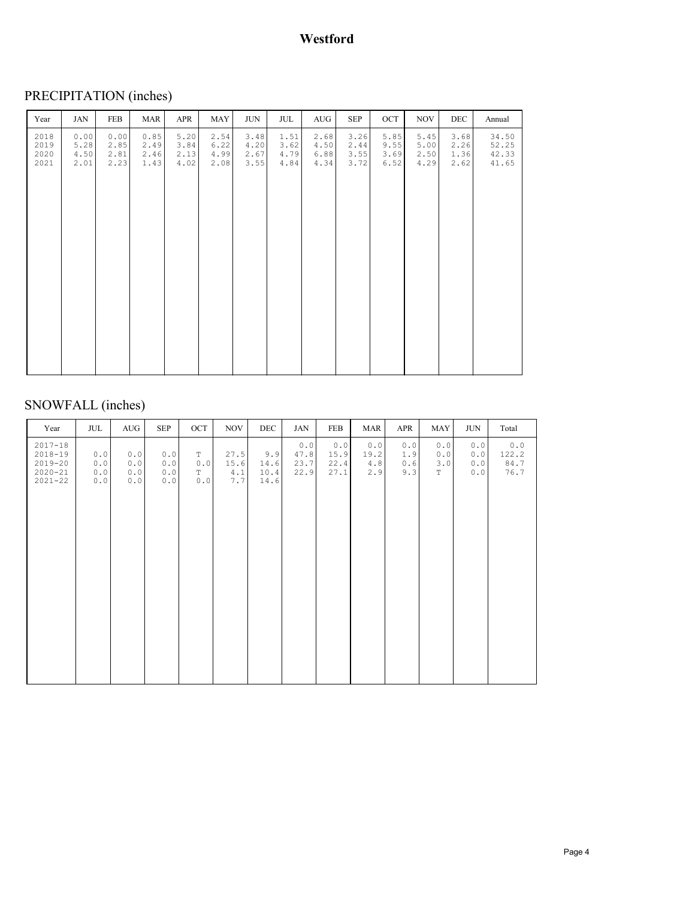# Westford

## PRECIPITATION (inches)

| Year | JAN | FEB | MAR | APR | MAY | JUN | JUL | AUG | SEP | OCT | NOV | DEC | Annual |
|---|---|---|---|---|---|---|---|---|---|---|---|---|---|
| 2018 | 0.00 | 0.00 | 0.85 | 5.20 | 2.54 | 3.48 | 1.51 | 2.68 | 3.26 | 5.85 | 5.45 | 3.68 | 34.50 |
| 2019 | 5.28 | 2.85 | 2.49 | 3.84 | 6.22 | 4.20 | 3.62 | 4.50 | 2.44 | 9.55 | 5.00 | 2.26 | 52.25 |
| 2020 | 4.50 | 2.81 | 2.46 | 2.13 | 4.99 | 2.67 | 4.79 | 6.88 | 3.55 | 3.69 | 2.50 | 1.36 | 42.33 |
| 2021 | 2.01 | 2.23 | 1.43 | 4.02 | 2.08 | 3.55 | 4.84 | 4.34 | 3.72 | 6.52 | 4.29 | 2.62 | 41.65 |

## SNOWFALL (inches)

| Year | JUL | AUG | SEP | OCT | NOV | DEC | JAN | FEB | MAR | APR | MAY | JUN | Total |
|---|---|---|---|---|---|---|---|---|---|---|---|---|---|
| 2017-18 | | | | | | | 0.0 | 0.0 | 0.0 | 0.0 | 0.0 | 0.0 | 0.0 |
| 2018-19 | 0.0 | 0.0 | 0.0 | T | 27.5 | 9.9 | 47.8 | 15.9 | 19.2 | 1.9 | 0.0 | 0.0 | 122.2 |
| 2019-20 | 0.0 | 0.0 | 0.0 | 0.0 | 15.6 | 14.6 | 23.7 | 22.4 | 4.8 | 0.6 | 3.0 | 0.0 | 84.7 |
| 2020-21 | 0.0 | 0.0 | 0.0 | T | 4.1 | 10.4 | 22.9 | 27.1 | 2.9 | 9.3 | T | 0.0 | 76.7 |
| 2021-22 | 0.0 | 0.0 | 0.0 | 0.0 | 7.7 | 14.6 | | | | | | | |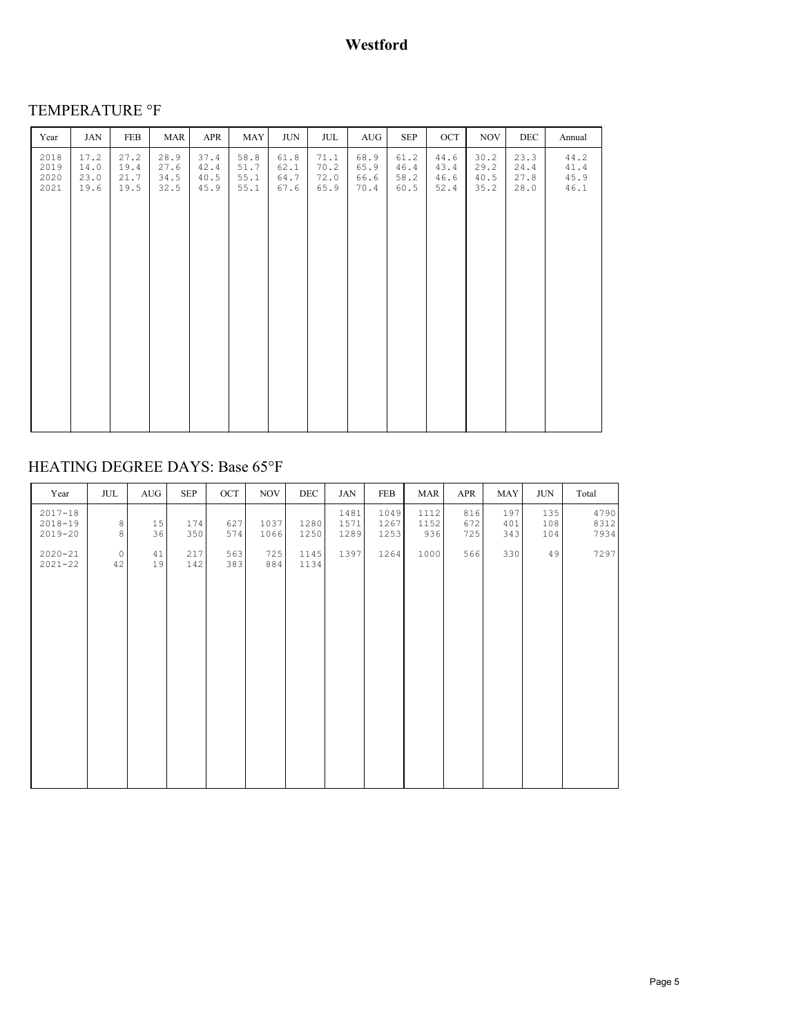# Westford

## TEMPERATURE °F

| Year | JAN | FEB | MAR | APR | MAY | JUN | JUL | AUG | SEP | OCT | NOV | DEC | Annual |
|---|---|---|---|---|---|---|---|---|---|---|---|---|---|
| 2018 | 17.2 | 27.2 | 28.9 | 37.4 | 58.8 | 61.8 | 71.1 | 68.9 | 61.2 | 44.6 | 30.2 | 23.3 | 44.2 |
| 2019 | 14.0 | 19.4 | 27.6 | 42.4 | 51.7 | 62.1 | 70.2 | 65.9 | 46.4 | 43.4 | 29.2 | 24.4 | 41.4 |
| 2020 | 23.0 | 21.7 | 34.5 | 40.5 | 55.1 | 64.7 | 72.0 | 66.6 | 58.2 | 46.6 | 40.5 | 27.8 | 45.9 |
| 2021 | 19.6 | 19.5 | 32.5 | 45.9 | 55.1 | 67.6 | 65.9 | 70.4 | 60.5 | 52.4 | 35.2 | 28.0 | 46.1 |

## HEATING DEGREE DAYS: Base 65°F

| Year | JUL | AUG | SEP | OCT | NOV | DEC | JAN | FEB | MAR | APR | MAY | JUN | Total |
|---|---|---|---|---|---|---|---|---|---|---|---|---|---|
| 2017-18 | | | | | | | 1481 | 1049 | 1112 | 816 | 197 | 135 | 4790 |
| 2018-19 | 8 | 15 | 174 | 627 | 1037 | 1280 | 1571 | 1267 | 1152 | 672 | 401 | 108 | 8312 |
| 2019-20 | 8 | 36 | 350 | 574 | 1066 | 1250 | 1289 | 1253 | 936 | 725 | 343 | 104 | 7934 |
| 2020-21 | 0 | 41 | 217 | 563 | 725 | 1145 | 1397 | 1264 | 1000 | 566 | 330 | 49 | 7297 |
| 2021-22 | 42 | 19 | 142 | 383 | 884 | 1134 | | | | | | | |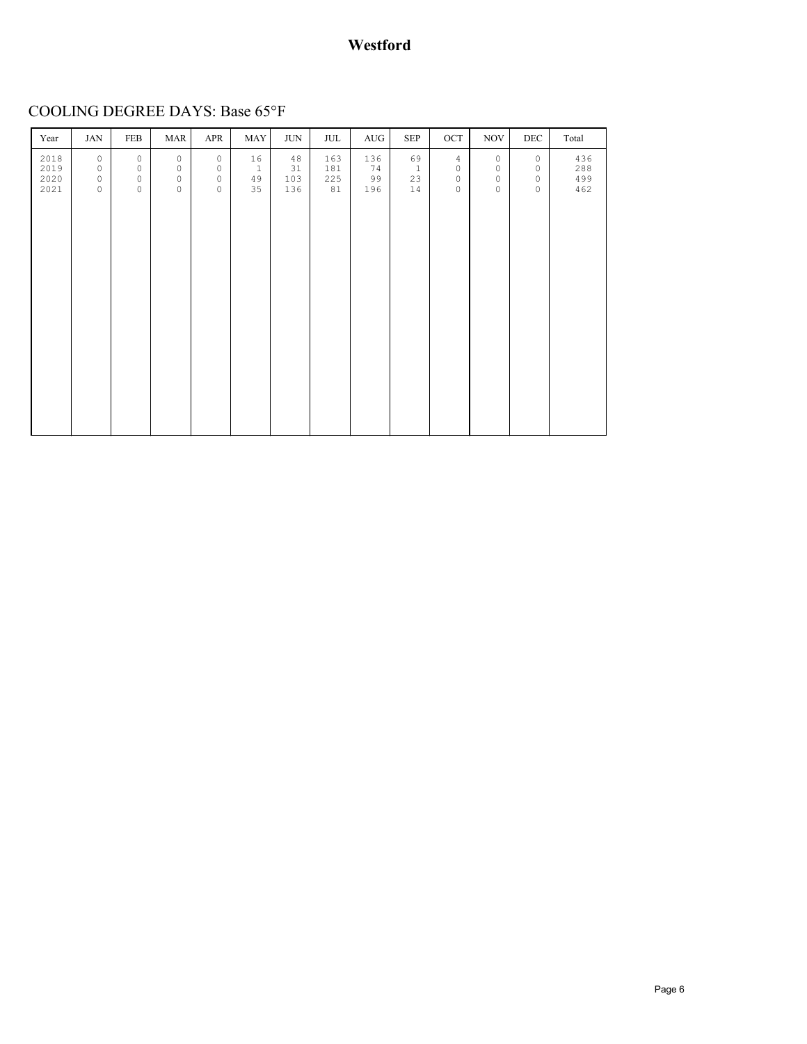# Westford

## COOLING DEGREE DAYS: Base 65°F

| Year | JAN | FEB | MAR | APR | MAY | JUN | JUL | AUG | SEP | OCT | NOV | DEC | Total |
|---|---|---|---|---|---|---|---|---|---|---|---|---|---|
| 2018 | 0 | 0 | 0 | 0 | 16 | 48 | 163 | 136 | 69 | 4 | 0 | 0 | 436 |
| 2019 | 0 | 0 | 0 | 0 | 1 | 31 | 181 | 74 | 1 | 0 | 0 | 0 | 288 |
| 2020 | 0 | 0 | 0 | 0 | 49 | 103 | 225 | 99 | 23 | 0 | 0 | 0 | 499 |
| 2021 | 0 | 0 | 0 | 0 | 35 | 136 | 81 | 196 | 14 | 0 | 0 | 0 | 462 |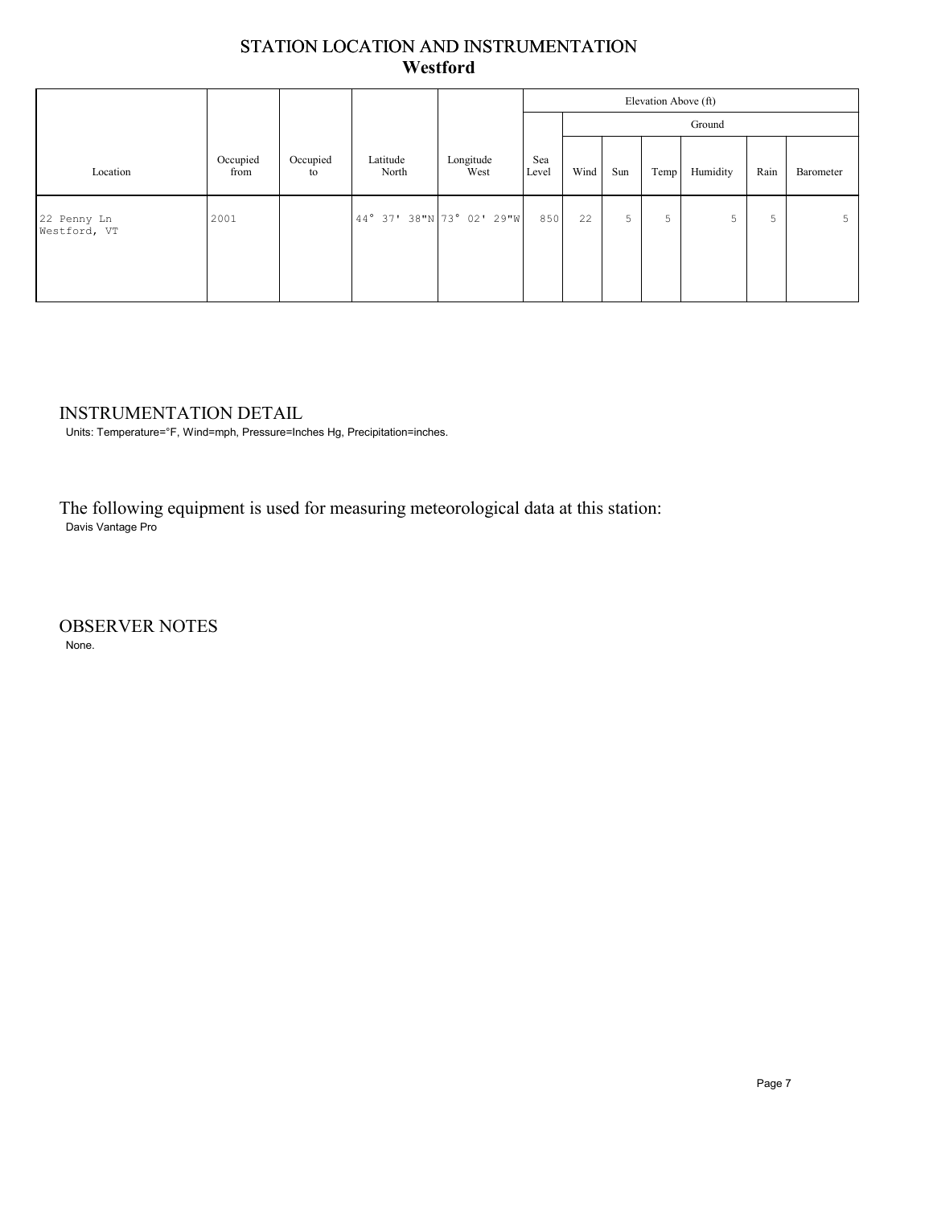# STATION LOCATION AND INSTRUMENTATION
## Westford

| | | | | | Elevation Above (ft) | | | | | | |
|---|---|---|---|---|---|---|---|---|---|---|---|
| | | | | | | Ground | | | | | |
| Location | Occupied from | Occupied to | Latitude North | Longitude West | Sea Level | Wind | Sun | Temp | Humidity | Rain | Barometer |
| 22 Penny Ln Westford, VT | 2001 | | 44° 37' 38"N | 73° 02' 29"W | 850 | 22 | 5 | 5 | 5 | 5 | 5 |

## INSTRUMENTATION DETAIL

Units: Temperature=°F, Wind=mph, Pressure=Inches Hg, Precipitation=inches.

## The following equipment is used for measuring meteorological data at this station:

Davis Vantage Pro

## OBSERVER NOTES

None.